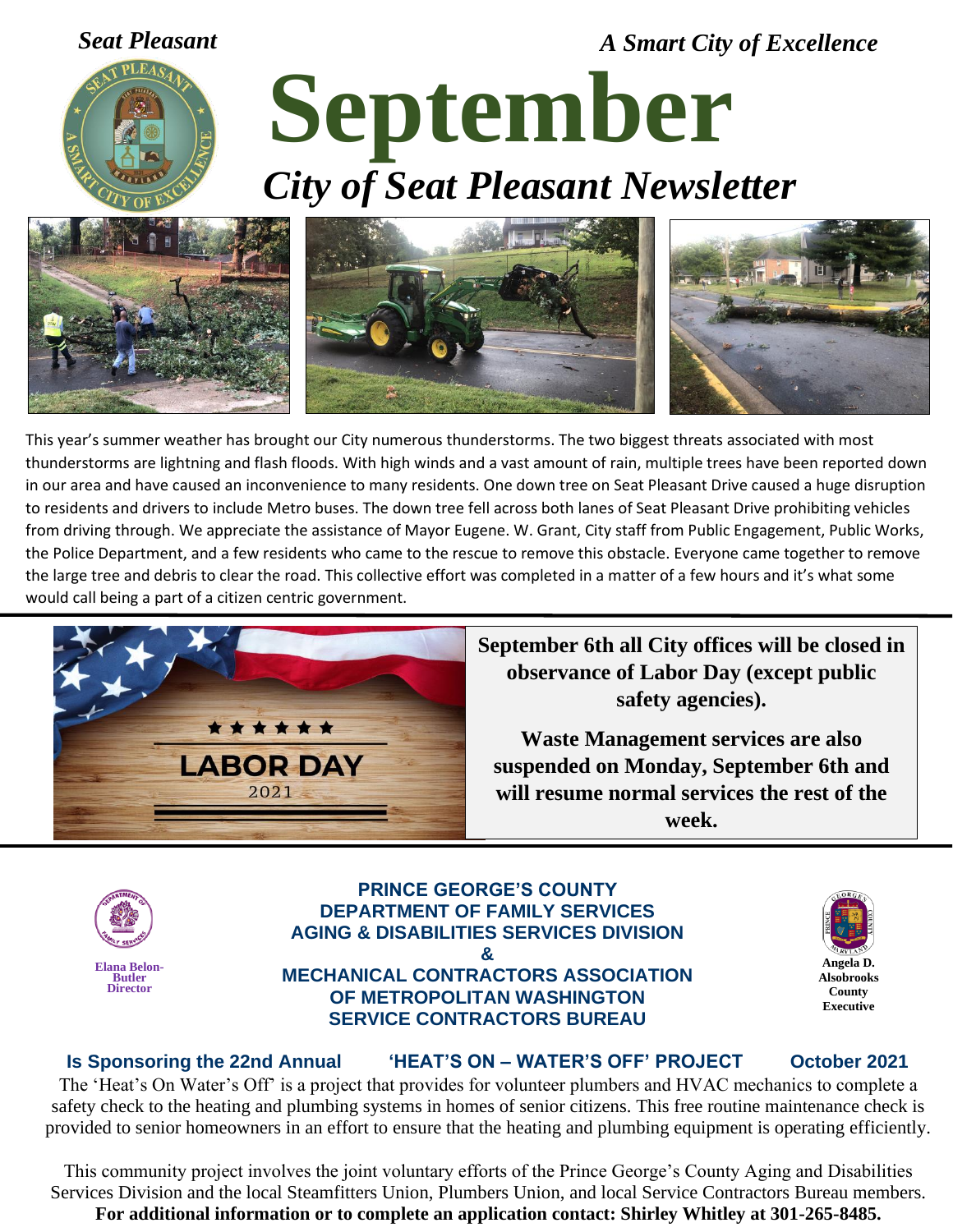*Seat Pleasant*

*A Smart City of Excellence*

# September

## *City of Seat Pleasant Newsletter*

This year's summer weather has brought our City numerous thunderstorms. The two biggest threats associated with most thunderstorms are lightning and flash floods. With high winds and a vast amount of rain, multiple trees have been reported down in our area and have caused an inconvenience to many residents. One down tree on Seat Pleasant Drive caused a huge disruption to residents and drivers to include Metro buses. The down tree fell across both lanes of Seat Pleasant Drive prohibiting vehicles from driving through. We appreciate the assistance of Mayor Eugene. W. Grant, City staff from Public Engagement, Public Works, the Police Department, and a few residents who came to the rescue to remove this obstacle. Everyone came together to remove the large tree and debris to clear the road. This collective effort was completed in a matter of a few hours and it's what some would call being a part of a citizen centric government.

**September 6th all City offices will be closed in observance of Labor Day (except public safety agencies).**

**Waste Management services are also suspended on Monday, September 6th and will resume normal services the rest of the week.**

**PRINCE GEORGE'S COUNTY**
**DEPARTMENT OF FAMILY SERVICES**
**AGING & DISABILITIES SERVICES DIVISION**
**&**
**MECHANICAL CONTRACTORS ASSOCIATION OF METROPOLITAN WASHINGTON SERVICE CONTRACTORS BUREAU**

**Elana Belon-Butler**
**Director**

**Angela D. Alsobrooks**
**County Executive**

**Is Sponsoring the 22nd Annual 'HEAT'S ON – WATER'S OFF' PROJECT October 2021**

The 'Heat's On Water's Off' is a project that provides for volunteer plumbers and HVAC mechanics to complete a safety check to the heating and plumbing systems in homes of senior citizens. This free routine maintenance check is provided to senior homeowners in an effort to ensure that the heating and plumbing equipment is operating efficiently.

This community project involves the joint voluntary efforts of the Prince George's County Aging and Disabilities Services Division and the local Steamfitters Union, Plumbers Union, and local Service Contractors Bureau members.
**For additional information or to complete an application contact: Shirley Whitley at 301-265-8485.**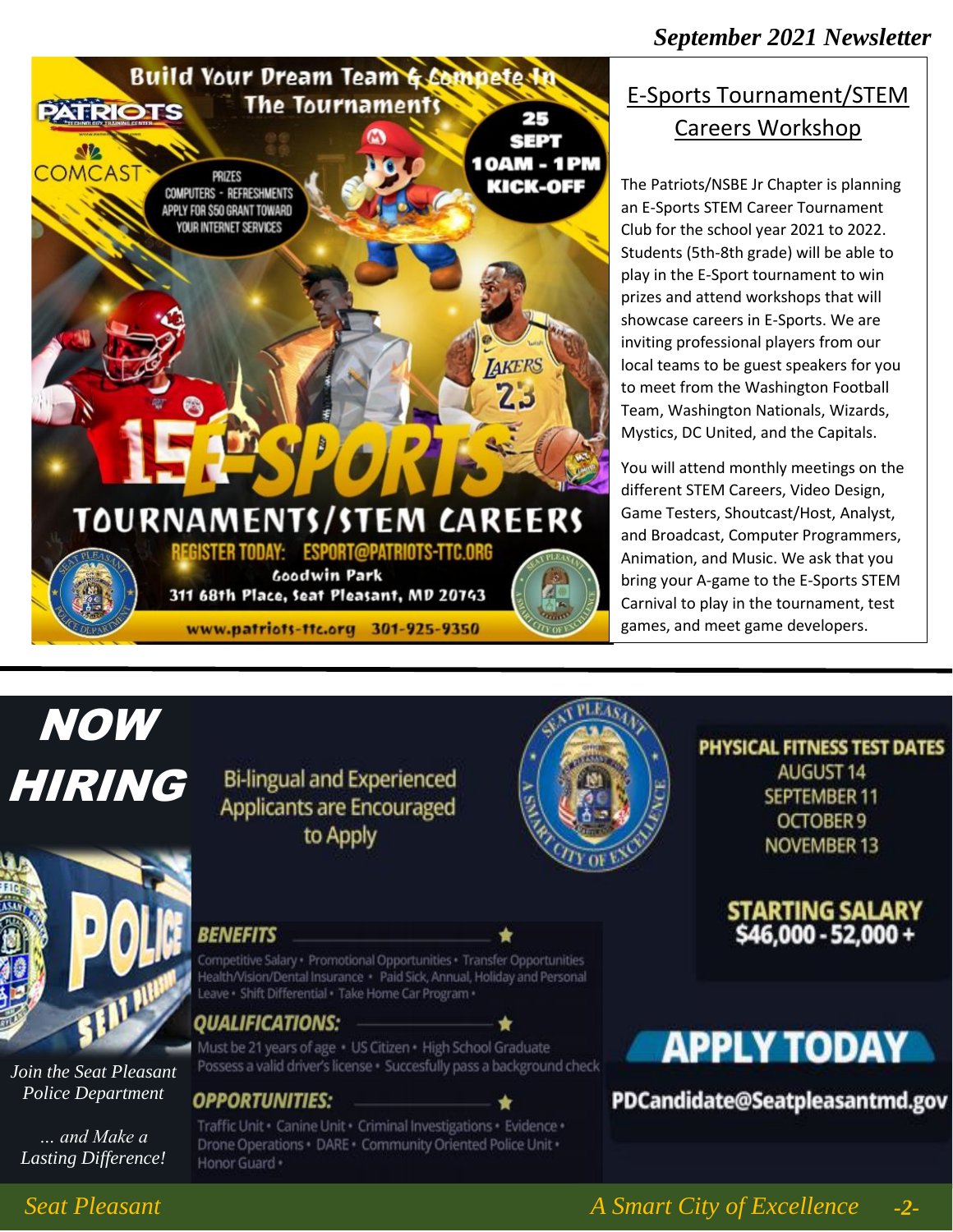## E-Sports Tournament/STEM Careers Workshop

Build Your Dream Team & Compete In The Tournaments

PATRIOTS TECHNOLOGY TRAINING CENTER

COMCAST

PRIZES
COMPUTERS - REFRESHMENTS
APPLY FOR $50 GRANT TOWARD YOUR INTERNET SERVICES

25 SEPT
10AM - 1PM
KICK-OFF

E-SPORTS TOURNAMENTS/STEM CAREERS

REGISTER TODAY: ESPORT@PATRIOTS-TTC.ORG

Goodwin Park
311 68th Place, Seat Pleasant, MD 20743

www.patriots-ttc.org 301-925-9350

The Patriots/NSBE Jr Chapter is planning an E-Sports STEM Career Tournament Club for the school year 2021 to 2022. Students (5th-8th grade) will be able to play in the E-Sport tournament to win prizes and attend workshops that will showcase careers in E-Sports. We are inviting professional players from our local teams to be guest speakers for you to meet from the Washington Football Team, Washington Nationals, Wizards, Mystics, DC United, and the Capitals.

You will attend monthly meetings on the different STEM Careers, Video Design, Game Testers, Shoutcast/Host, Analyst, and Broadcast, Computer Programmers, Animation, and Music. We ask that you bring your A-game to the E-Sports STEM Carnival to play in the tournament, test games, and meet game developers.

---

# NOW HIRING

Bi-lingual and Experienced Applicants are Encouraged to Apply

**PHYSICAL FITNESS TEST DATES**
AUGUST 14
SEPTEMBER 11
OCTOBER 9
NOVEMBER 13

**STARTING SALARY**
**$46,000 - 52,000 +**

**BENEFITS**

Competitive Salary • Promotional Opportunities • Transfer Opportunities
Health/Vision/Dental Insurance • Paid Sick, Annual, Holiday and Personal Leave • Shift Differential • Take Home Car Program •

**QUALIFICATIONS:**

Must be 21 years of age • US Citizen • High School Graduate
Possess a valid driver's license • Succesfully pass a background check

**OPPORTUNITIES:**

Traffic Unit • Canine Unit • Criminal Investigations • Evidence • Drone Operations • DARE • Community Oriented Police Unit • Honor Guard •

**APPLY TODAY**

PDCandidate@Seatpleasantmd.gov

*Join the Seat Pleasant Police Department*

*... and Make a Lasting Difference!*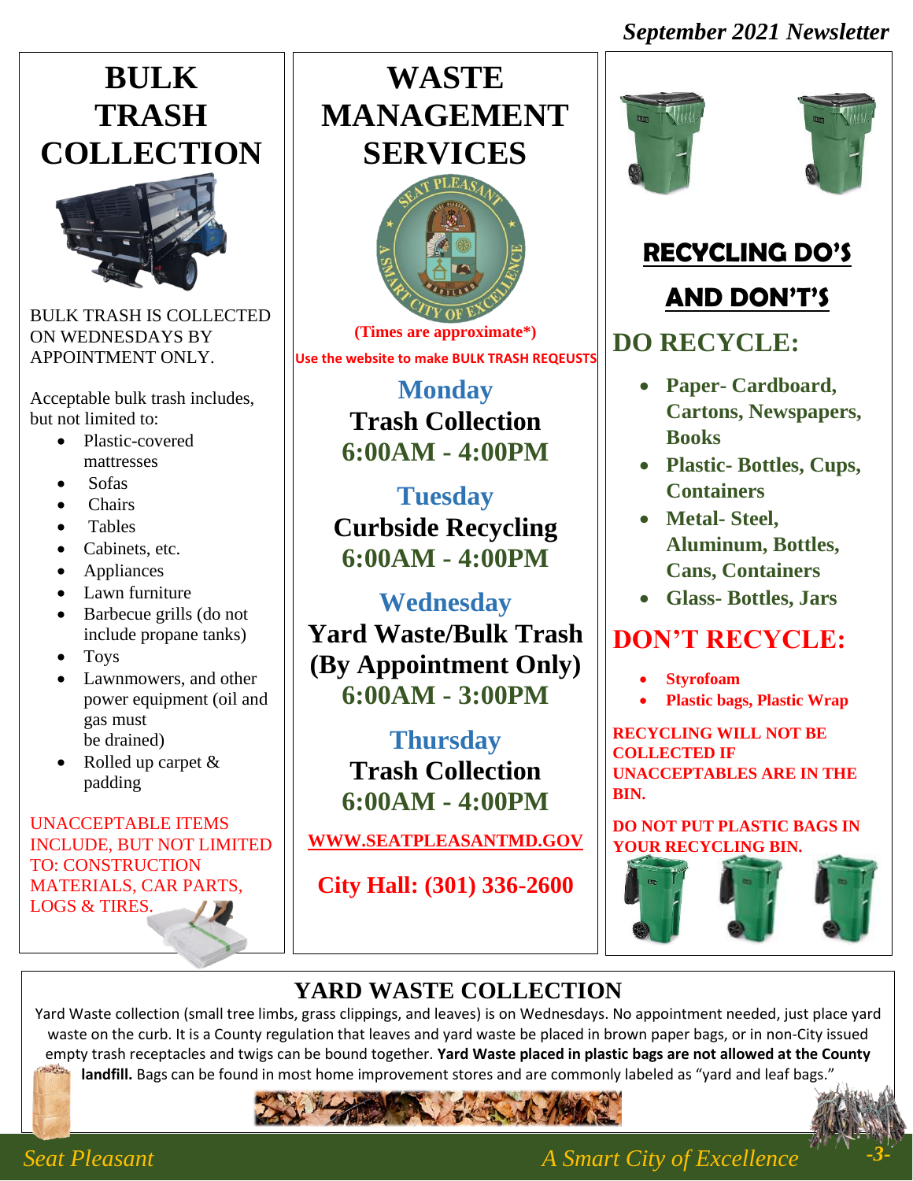*September 2021 Newsletter*

# BULK TRASH COLLECTION

BULK TRASH IS COLLECTED ON WEDNESDAYS BY APPOINTMENT ONLY.

Acceptable bulk trash includes, but not limited to:

- Plastic-covered mattresses
- Sofas
- Chairs
- Tables
- Cabinets, etc.
- Appliances
- Lawn furniture
- Barbecue grills (do not include propane tanks)
- Toys
- Lawnmowers, and other power equipment (oil and gas must be drained)
- Rolled up carpet & padding

UNACCEPTABLE ITEMS INCLUDE, BUT NOT LIMITED TO: CONSTRUCTION MATERIALS, CAR PARTS, LOGS & TIRES.

# WASTE MANAGEMENT SERVICES

**(Times are approximate*)**

**Use the website to make BULK TRASH REQEUSTS**

**Monday**
**Trash Collection**
**6:00AM - 4:00PM**

**Tuesday**
**Curbside Recycling**
**6:00AM - 4:00PM**

**Wednesday**
**Yard Waste/Bulk Trash (By Appointment Only)**
**6:00AM - 3:00PM**

**Thursday**
**Trash Collection**
**6:00AM - 4:00PM**

**WWW.SEATPLEASANTMD.GOV**

**City Hall: (301) 336-2600**

# RECYCLING DO'S AND DON'T'S

## DO RECYCLE:

- **Paper- Cardboard, Cartons, Newspapers, Books**
- **Plastic- Bottles, Cups, Containers**
- **Metal- Steel, Aluminum, Bottles, Cans, Containers**
- **Glass- Bottles, Jars**

## DON'T RECYCLE:

- **Styrofoam**
- **Plastic bags, Plastic Wrap**

**RECYCLING WILL NOT BE COLLECTED IF UNACCEPTABLES ARE IN THE BIN.**

**DO NOT PUT PLASTIC BAGS IN YOUR RECYCLING BIN.**

# YARD WASTE COLLECTION

Yard Waste collection (small tree limbs, grass clippings, and leaves) is on Wednesdays. No appointment needed, just place yard waste on the curb. It is a County regulation that leaves and yard waste be placed in brown paper bags, or in non-City issued empty trash receptacles and twigs can be bound together. **Yard Waste placed in plastic bags are not allowed at the County landfill.** Bags can be found in most home improvement stores and are commonly labeled as "yard and leaf bags."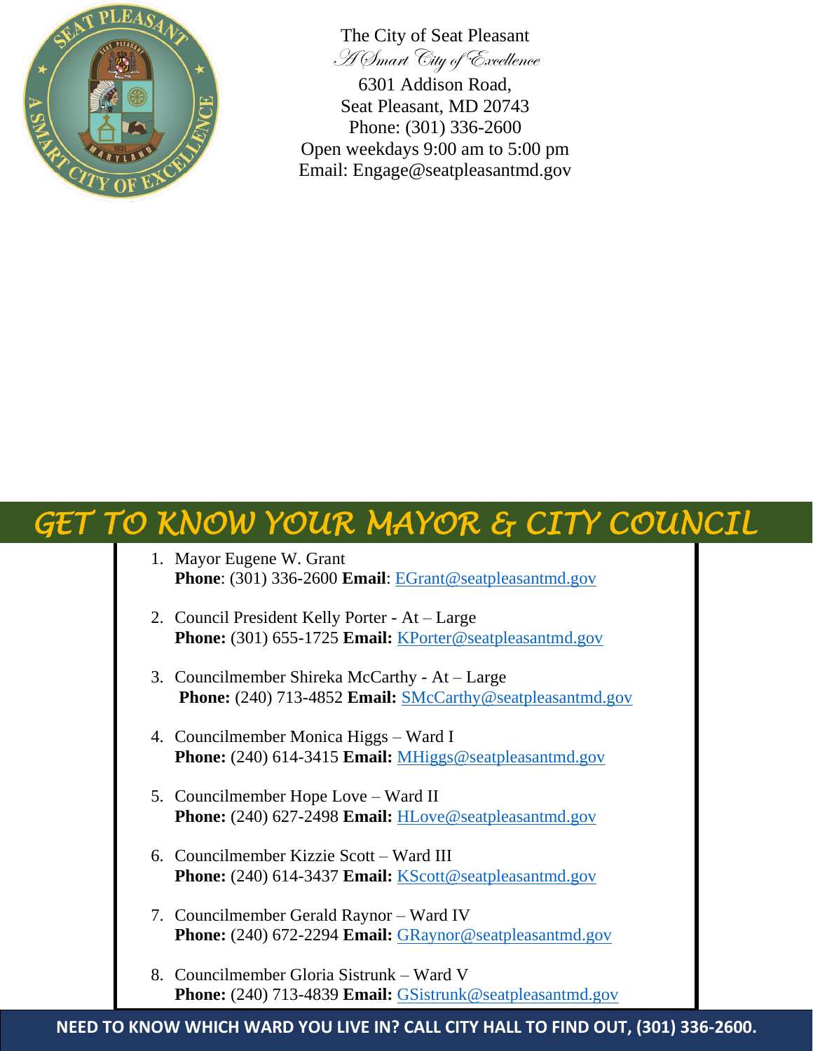The City of Seat Pleasant

*A Smart City of Excellence*

6301 Addison Road,
Seat Pleasant, MD 20743
Phone: (301) 336-2600
Open weekdays 9:00 am to 5:00 pm
Email: Engage@seatpleasantmd.gov

# GET TO KNOW YOUR MAYOR & CITY COUNCIL

1. Mayor Eugene W. Grant
   **Phone**: (301) 336-2600 **Email**: EGrant@seatpleasantmd.gov

2. Council President Kelly Porter - At – Large
   **Phone:** (301) 655-1725 **Email:** KPorter@seatpleasantmd.gov

3. Councilmember Shireka McCarthy - At – Large
   **Phone:** (240) 713-4852 **Email:** SMcCarthy@seatpleasantmd.gov

4. Councilmember Monica Higgs – Ward I
   **Phone:** (240) 614-3415 **Email:** MHiggs@seatpleasantmd.gov

5. Councilmember Hope Love – Ward II
   **Phone:** (240) 627-2498 **Email:** HLove@seatpleasantmd.gov

6. Councilmember Kizzie Scott – Ward III
   **Phone:** (240) 614-3437 **Email:** KScott@seatpleasantmd.gov

7. Councilmember Gerald Raynor – Ward IV
   **Phone:** (240) 672-2294 **Email:** GRaynor@seatpleasantmd.gov

8. Councilmember Gloria Sistrunk – Ward V
   **Phone:** (240) 713-4839 **Email:** GSistrunk@seatpleasantmd.gov

**NEED TO KNOW WHICH WARD YOU LIVE IN? CALL CITY HALL TO FIND OUT, (301) 336-2600.**